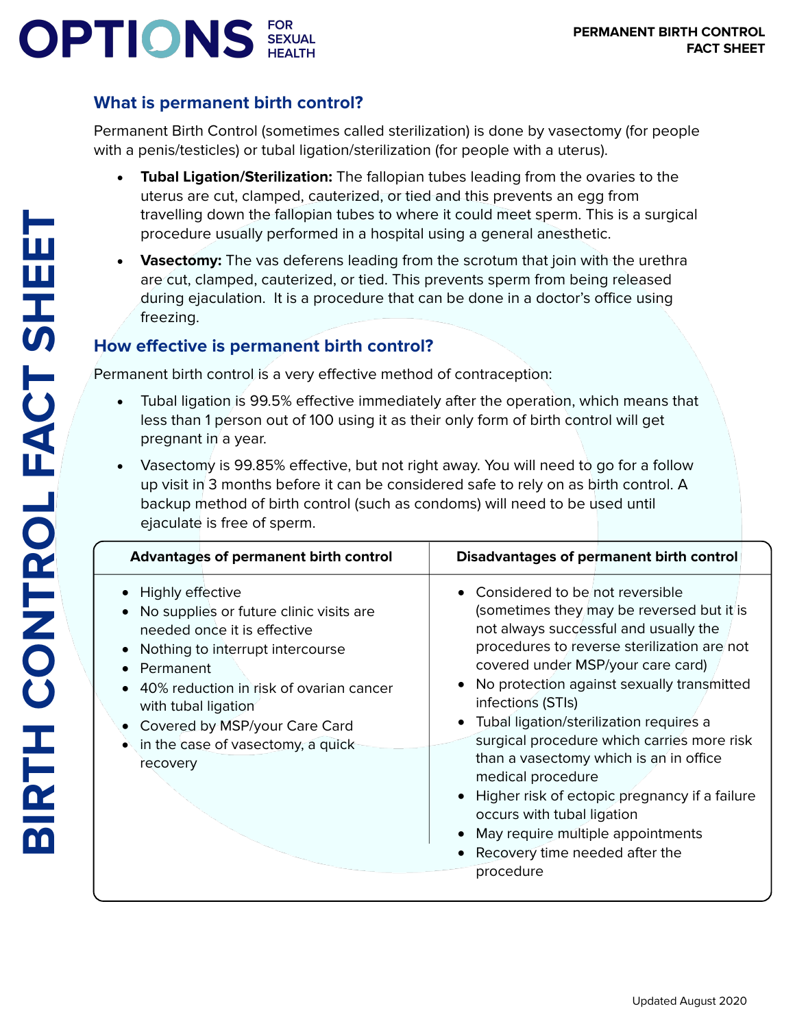# PERMANENT BIRTH CONTROL FACT SHEET

## What is permanent birth control?

Permanent Birth Control (sometimes called sterilization) is done by vasectomy (for people with a penis/testicles) or tubal ligation/sterilization (for people with a uterus).

- **Tubal Ligation/Sterilization:** The fallopian tubes leading from the ovaries to the uterus are cut, clamped, cauterized, or tied and this prevents an egg from travelling down the fallopian tubes to where it could meet sperm. This is a surgical procedure usually performed in a hospital using a general anesthetic.
- **Vasectomy:** The vas deferens leading from the scrotum that join with the urethra are cut, clamped, cauterized, or tied. This prevents sperm from being released during ejaculation. It is a procedure that can be done in a doctor's office using freezing.

## How effective is permanent birth control?

Permanent birth control is a very effective method of contraception:

- Tubal ligation is 99.5% effective immediately after the operation, which means that less than 1 person out of 100 using it as their only form of birth control will get pregnant in a year.
- Vasectomy is 99.85% effective, but not right away. You will need to go for a follow up visit in 3 months before it can be considered safe to rely on as birth control. A backup method of birth control (such as condoms) will need to be used until ejaculate is free of sperm.

| Advantages of permanent birth control | Disadvantages of permanent birth control |
|---|---|
| • Highly effective<br>• No supplies or future clinic visits are needed once it is effective<br>• Nothing to interrupt intercourse<br>• Permanent<br>• 40% reduction in risk of ovarian cancer with tubal ligation<br>• Covered by MSP/your Care Card<br>• in the case of vasectomy, a quick recovery | • Considered to be not reversible (sometimes they may be reversed but it is not always successful and usually the procedures to reverse sterilization are not covered under MSP/your care card)<br>• No protection against sexually transmitted infections (STIs)<br>• Tubal ligation/sterilization requires a surgical procedure which carries more risk than a vasectomy which is an in office medical procedure<br>• Higher risk of ectopic pregnancy if a failure occurs with tubal ligation<br>• May require multiple appointments<br>• Recovery time needed after the procedure |

Updated August 2020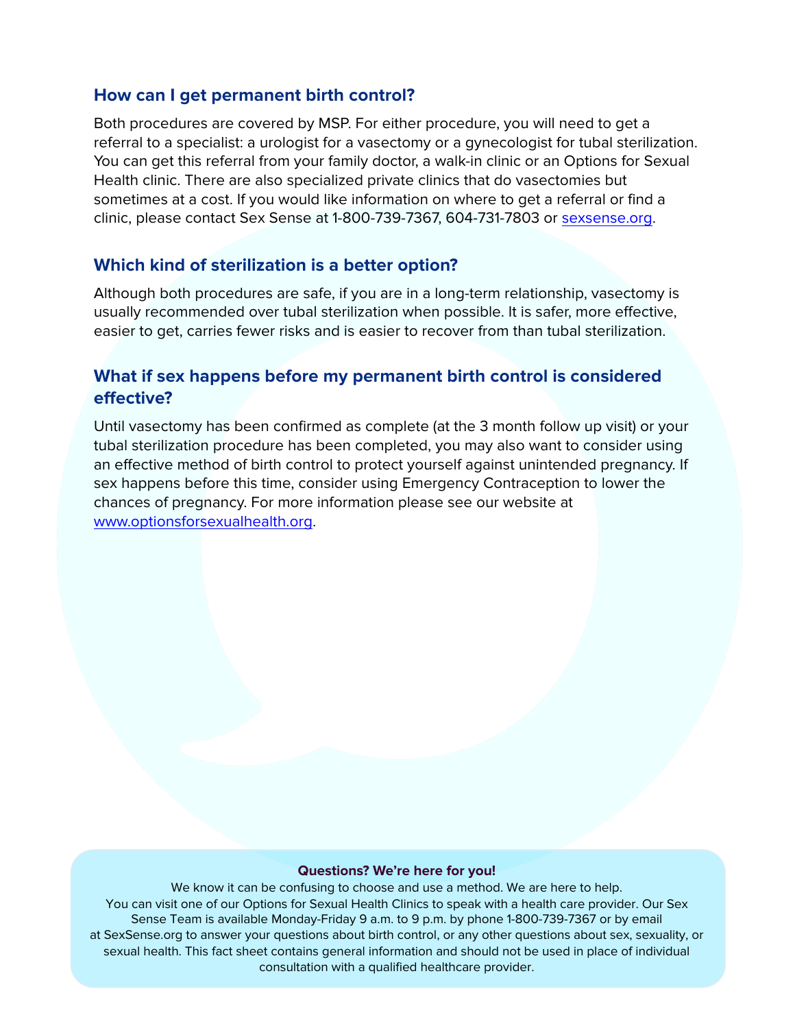## How can I get permanent birth control?

Both procedures are covered by MSP. For either procedure, you will need to get a referral to a specialist: a urologist for a vasectomy or a gynecologist for tubal sterilization. You can get this referral from your family doctor, a walk-in clinic or an Options for Sexual Health clinic. There are also specialized private clinics that do vasectomies but sometimes at a cost. If you would like information on where to get a referral or find a clinic, please contact Sex Sense at 1-800-739-7367, 604-731-7803 or sexsense.org.

## Which kind of sterilization is a better option?

Although both procedures are safe, if you are in a long-term relationship, vasectomy is usually recommended over tubal sterilization when possible. It is safer, more effective, easier to get, carries fewer risks and is easier to recover from than tubal sterilization.

## What if sex happens before my permanent birth control is considered effective?

Until vasectomy has been confirmed as complete (at the 3 month follow up visit) or your tubal sterilization procedure has been completed, you may also want to consider using an effective method of birth control to protect yourself against unintended pregnancy. If sex happens before this time, consider using Emergency Contraception to lower the chances of pregnancy. For more information please see our website at www.optionsforsexualhealth.org.

**Questions? We're here for you!**

We know it can be confusing to choose and use a method. We are here to help. You can visit one of our Options for Sexual Health Clinics to speak with a health care provider. Our Sex Sense Team is available Monday-Friday 9 a.m. to 9 p.m. by phone 1-800-739-7367 or by email at SexSense.org to answer your questions about birth control, or any other questions about sex, sexuality, or sexual health. This fact sheet contains general information and should not be used in place of individual consultation with a qualified healthcare provider.